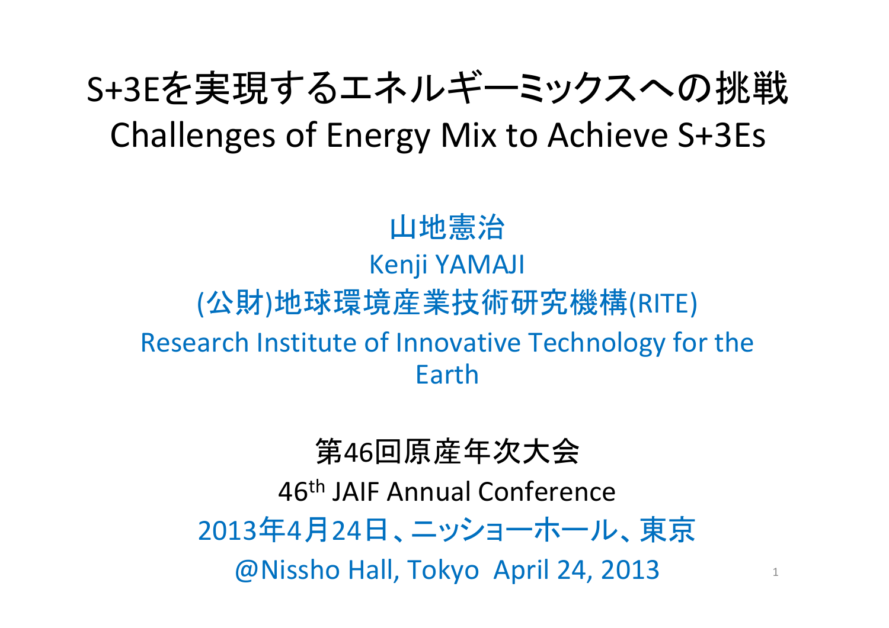# S+3Eを実現するエネルギーミックスへの挑戦

## Challenges of Energy Mix to Achieve S+3Es

山地憲治

Kenji YAMAJI

(公財)地球環境産業技術研究機構(RITE)

Research Institute of Innovative Technology for the Earth

第46回原産年次大会

46th JAIF Annual Conference

2013年4月24日、ニッショーホール、東京

@Nissho Hall, Tokyo April 24, 2013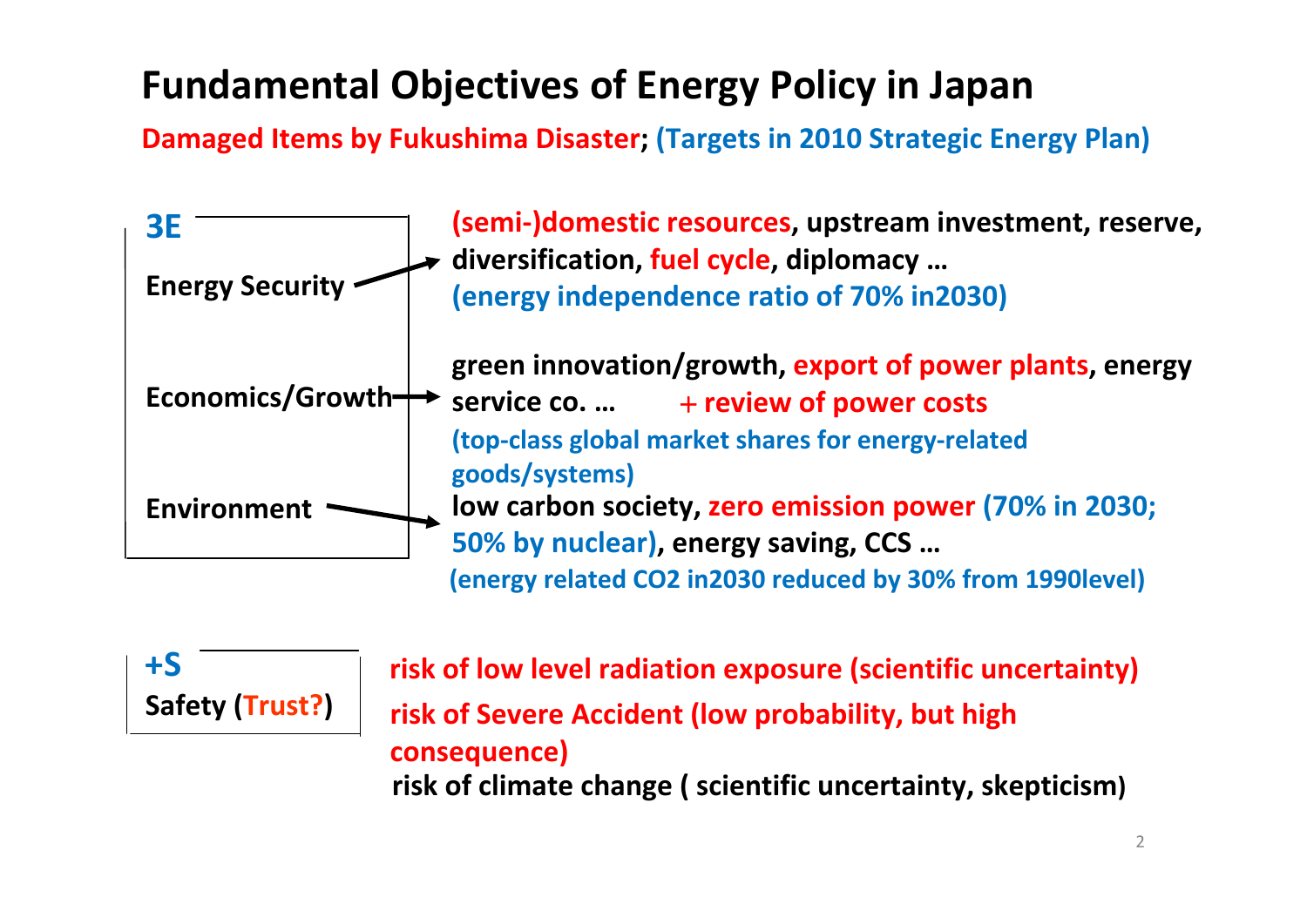# Fundamental Objectives of Energy Policy in Japan

**Damaged Items by Fukushima Disaster; (Targets in 2010 Strategic Energy Plan)**

## 3E

- **Energy Security** → (semi-)domestic resources, upstream investment, reserve, diversification, fuel cycle, diplomacy …
  (energy independence ratio of 70% in2030)
- **Economics/Growth** → green innovation/growth, export of power plants, energy service co. … ＋review of power costs
  (top-class global market shares for energy-related goods/systems)
- **Environment** → low carbon society, zero emission power (70% in 2030; 50% by nuclear), energy saving, CCS …
  (energy related $CO_2$ in2030 reduced by 30% from 1990level)

## +S

**Safety (Trust?)**

- risk of low level radiation exposure (scientific uncertainty)
- risk of Severe Accident (low probability, but high consequence)
- risk of climate change ( scientific uncertainty, skepticism)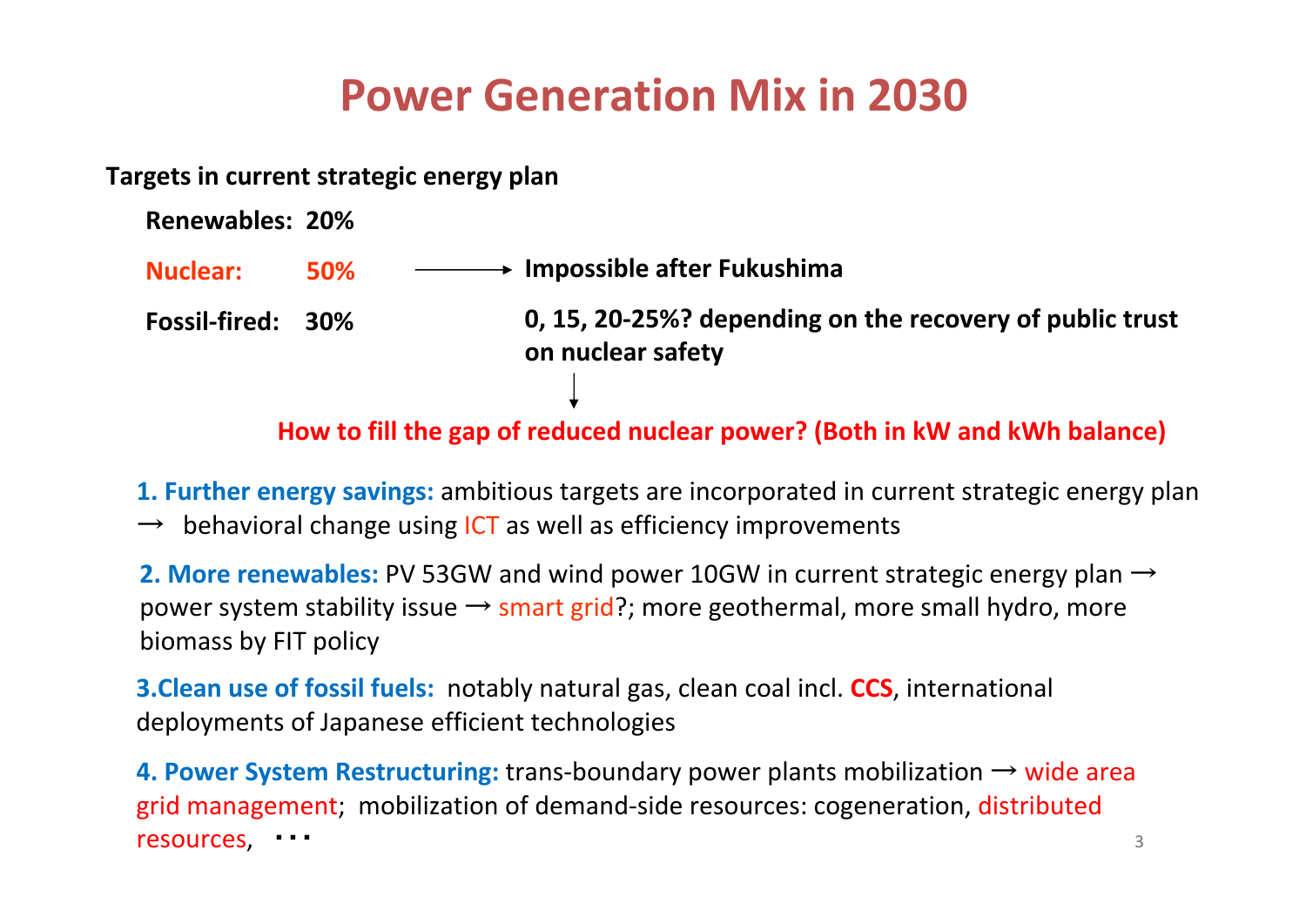# Power Generation Mix in 2030

**Targets in current strategic energy plan**

**Renewables: 20%**

**Nuclear: 50%** ⟶ **Impossible after Fukushima**

**Fossil-fired: 30%**

**0, 15, 20-25%? depending on the recovery of public trust on nuclear safety**

↓

**How to fill the gap of reduced nuclear power? (Both in kW and kWh balance)**

**1. Further energy savings:** ambitious targets are incorporated in current strategic energy plan → behavioral change using ICT as well as efficiency improvements

**2. More renewables:** PV 53GW and wind power 10GW in current strategic energy plan → power system stability issue → smart grid?; more geothermal, more small hydro, more biomass by FIT policy

**3.Clean use of fossil fuels:** notably natural gas, clean coal incl. **CCS**, international deployments of Japanese efficient technologies

**4. Power System Restructuring:** trans-boundary power plants mobilization → wide area grid management; mobilization of demand-side resources: cogeneration, distributed resources, ･･･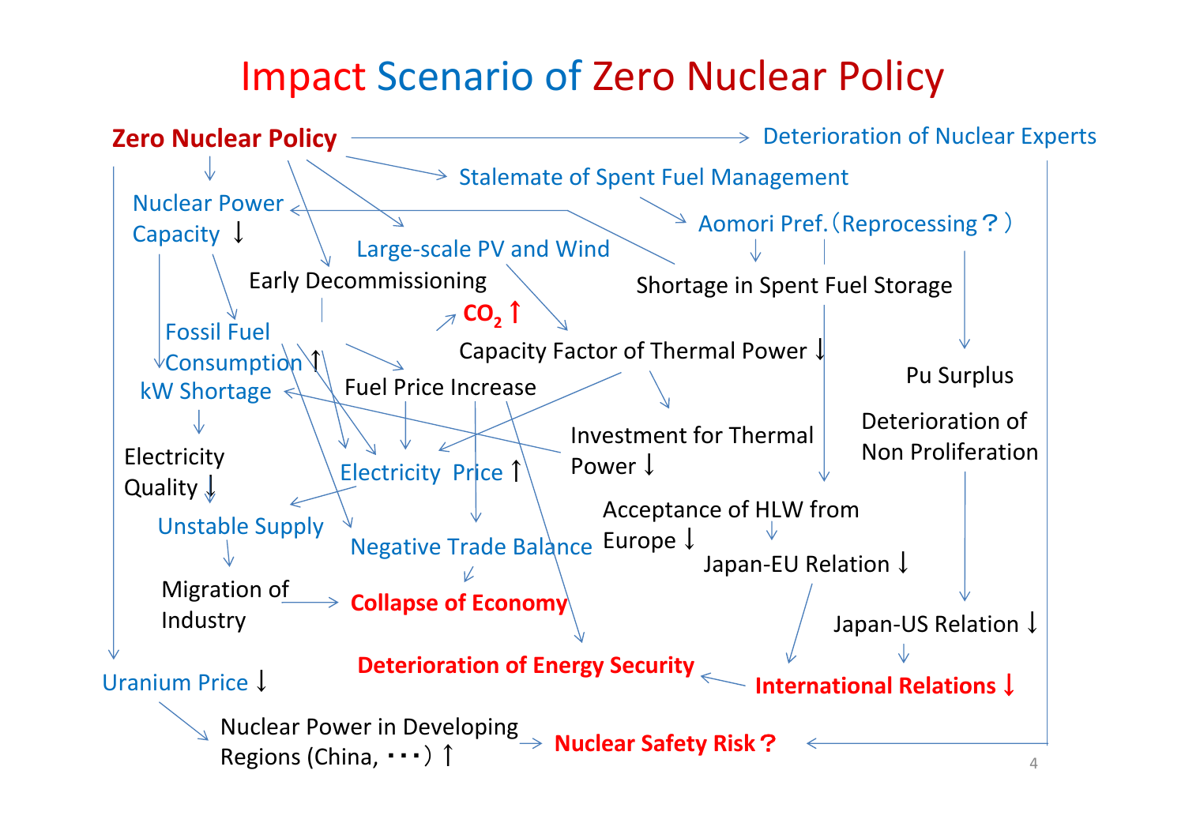# Impact Scenario of Zero Nuclear Policy

**Zero Nuclear Policy** → Deterioration of Nuclear Experts

Stalemate of Spent Fuel Management

Nuclear Power Capacity ↓

Aomori Pref.（Reprocessing？）

Large-scale PV and Wind

Early Decommissioning

Shortage in Spent Fuel Storage

**$CO_2$ ↑**

Capacity Factor of Thermal Power ↓

Fossil Fuel Consumption ↑

Pu Surplus

kW Shortage

Fuel Price Increase

Deterioration of Non Proliferation

Investment for Thermal Power ↓

Electricity Quality ↓

Electricity Price ↑

Acceptance of HLW from Europe ↓

Unstable Supply

Negative Trade Balance

Japan-EU Relation ↓

Migration of Industry → **Collapse of Economy**

Japan-US Relation ↓

**Deterioration of Energy Security** ← **International Relations ↓**

Uranium Price ↓

Nuclear Power in Developing Regions (China, ・・・) ↑ → **Nuclear Safety Risk？**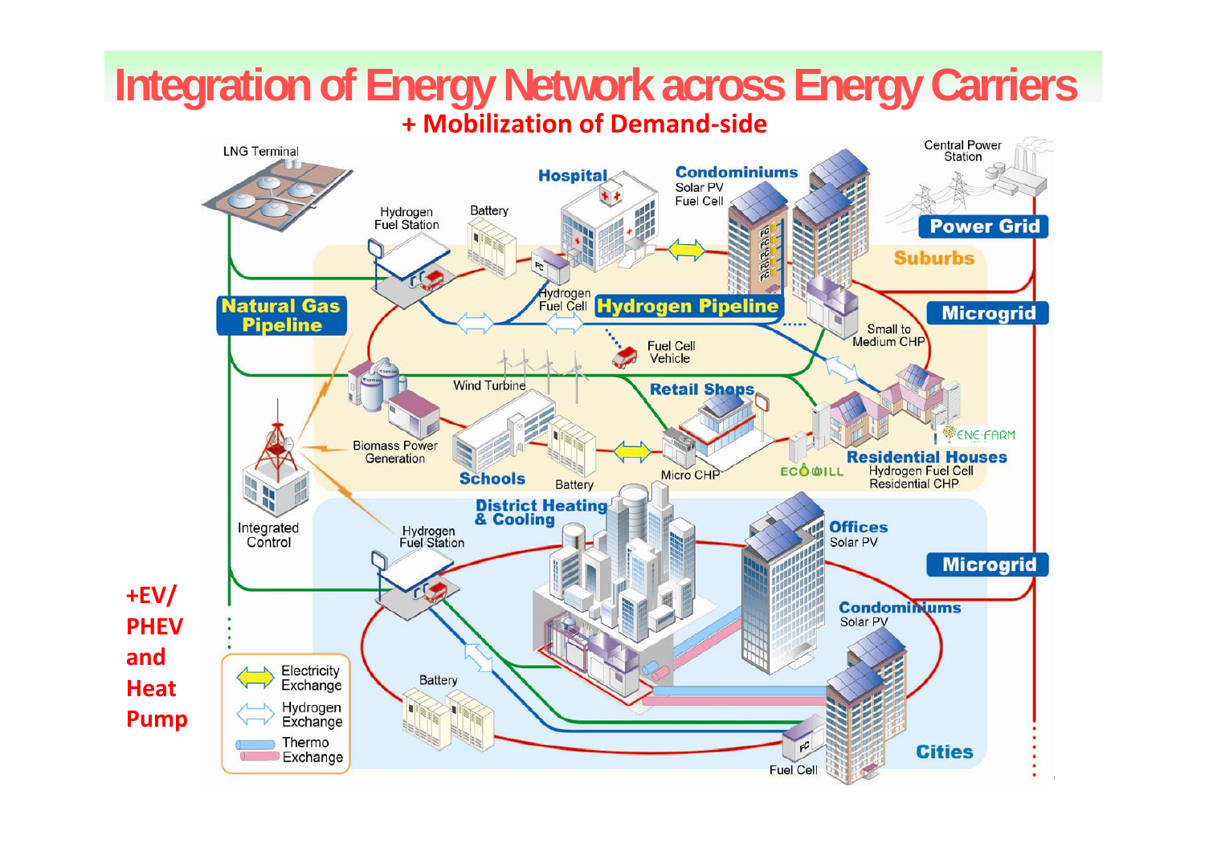# Integration of Energy Network across Energy Carriers

**+ Mobilization of Demand-side**

LNG Terminal

Hydrogen Fuel Station

Battery

Hospital

Condominiums
Solar PV
Fuel Cell

Central Power Station

Power Grid

Suburbs

Natural Gas Pipeline

Hydrogen Fuel Cell

Hydrogen Pipeline

Microgrid

Small to Medium CHP

Fuel Cell Vehicle

Wind Turbine

Retail Shops

Biomass Power Generation

Schools

Battery

Micro CHP

ECOWILL

ENE·FARM

Residential Houses
Hydrogen Fuel Cell
Residential CHP

Integrated Control

Hydrogen Fuel Station

District Heating & Cooling

Offices
Solar PV

Microgrid

**+EV/ PHEV and Heat Pump**

Condominiums
Solar PV

Battery

Electricity Exchange

Hydrogen Exchange

Thermo Exchange

Fuel Cell

Cities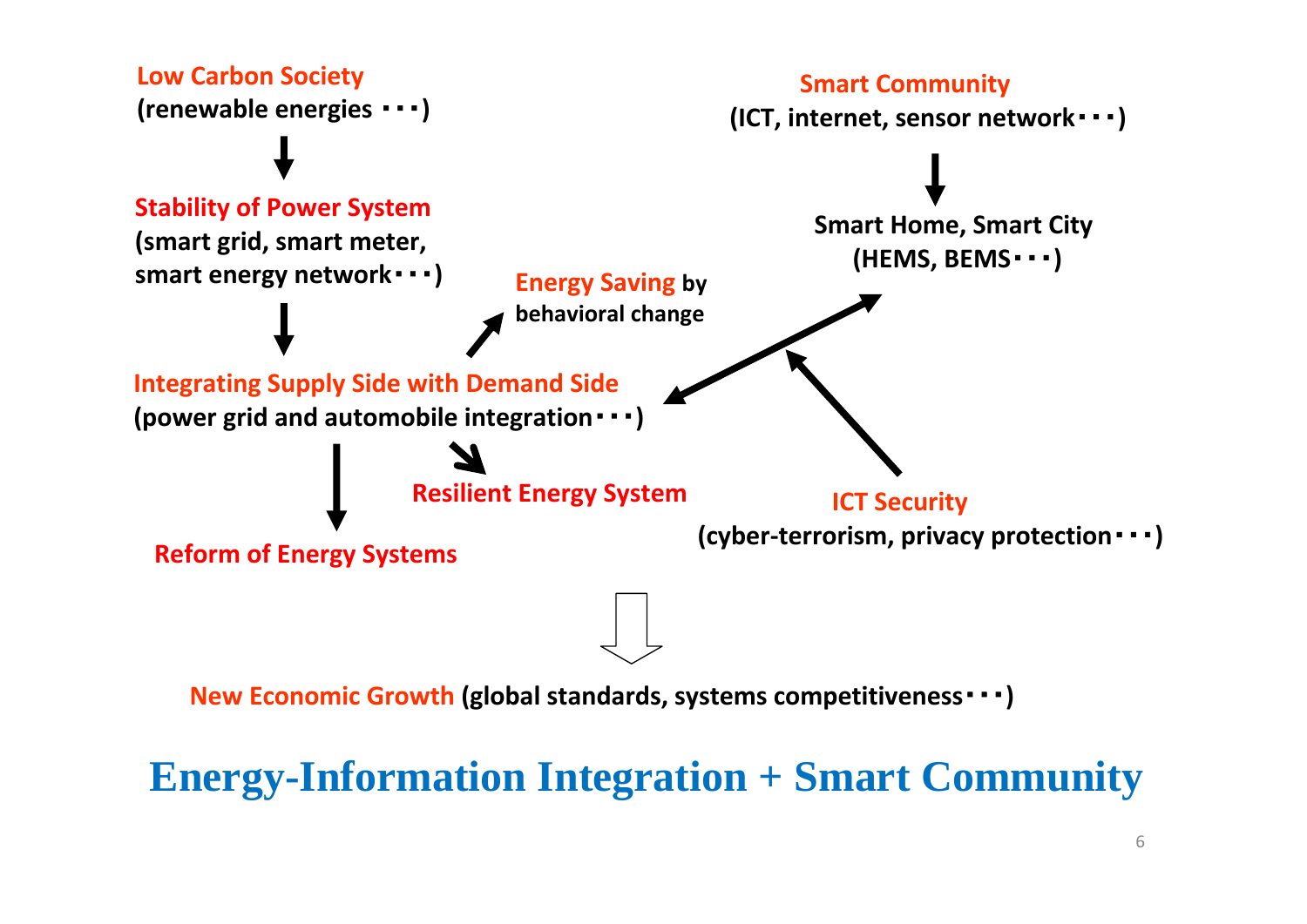**Low Carbon Society**
(renewable energies ・・・)

↓

**Stability of Power System**
(smart grid, smart meter, smart energy network・・・)

↓

**Integrating Supply Side with Demand Side**
(power grid and automobile integration・・・)

**Energy Saving** by behavioral change

**Resilient Energy System**

**Reform of Energy Systems**

**Smart Community**
(ICT, internet, sensor network・・・)

↓

**Smart Home, Smart City**
(HEMS, BEMS・・・)

**ICT Security**
(cyber-terrorism, privacy protection・・・)

⇩

**New Economic Growth** (global standards, systems competitiveness・・・)

## Energy-Information Integration + Smart Community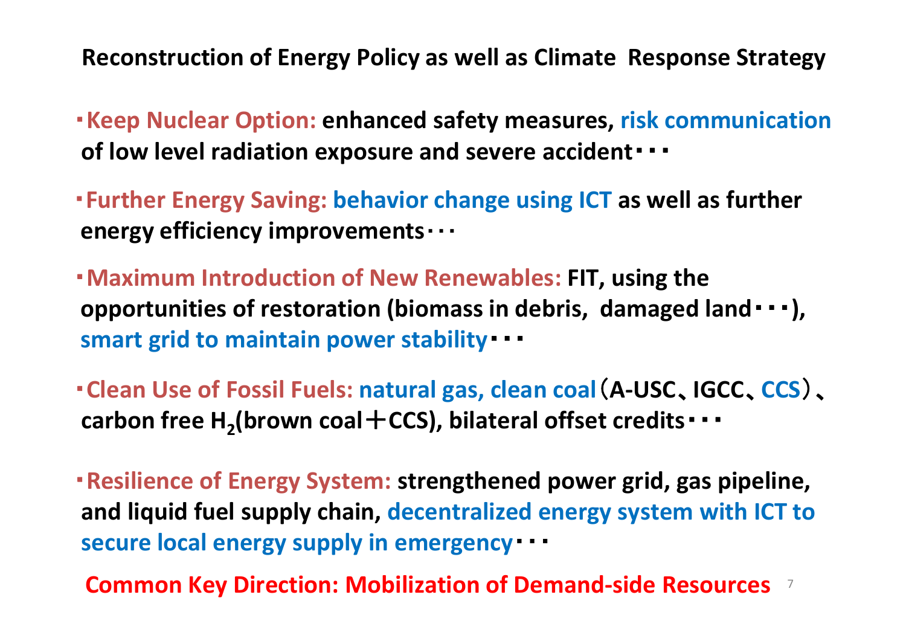# Reconstruction of Energy Policy as well as Climate Response Strategy

- **Keep Nuclear Option:** enhanced safety measures, risk communication of low level radiation exposure and severe accident・・・

- **Further Energy Saving:** behavior change using ICT as well as further energy efficiency improvements・・・

- **Maximum Introduction of New Renewables:** FIT, using the opportunities of restoration (biomass in debris, damaged land・・・), smart grid to maintain power stability・・・

- **Clean Use of Fossil Fuels:** natural gas, clean coal（A-USC、IGCC、CCS）、carbon free $H_2$(brown coal＋CCS), bilateral offset credits・・・

- **Resilience of Energy System:** strengthened power grid, gas pipeline, and liquid fuel supply chain, decentralized energy system with ICT to secure local energy supply in emergency・・・

**Common Key Direction: Mobilization of Demand-side Resources**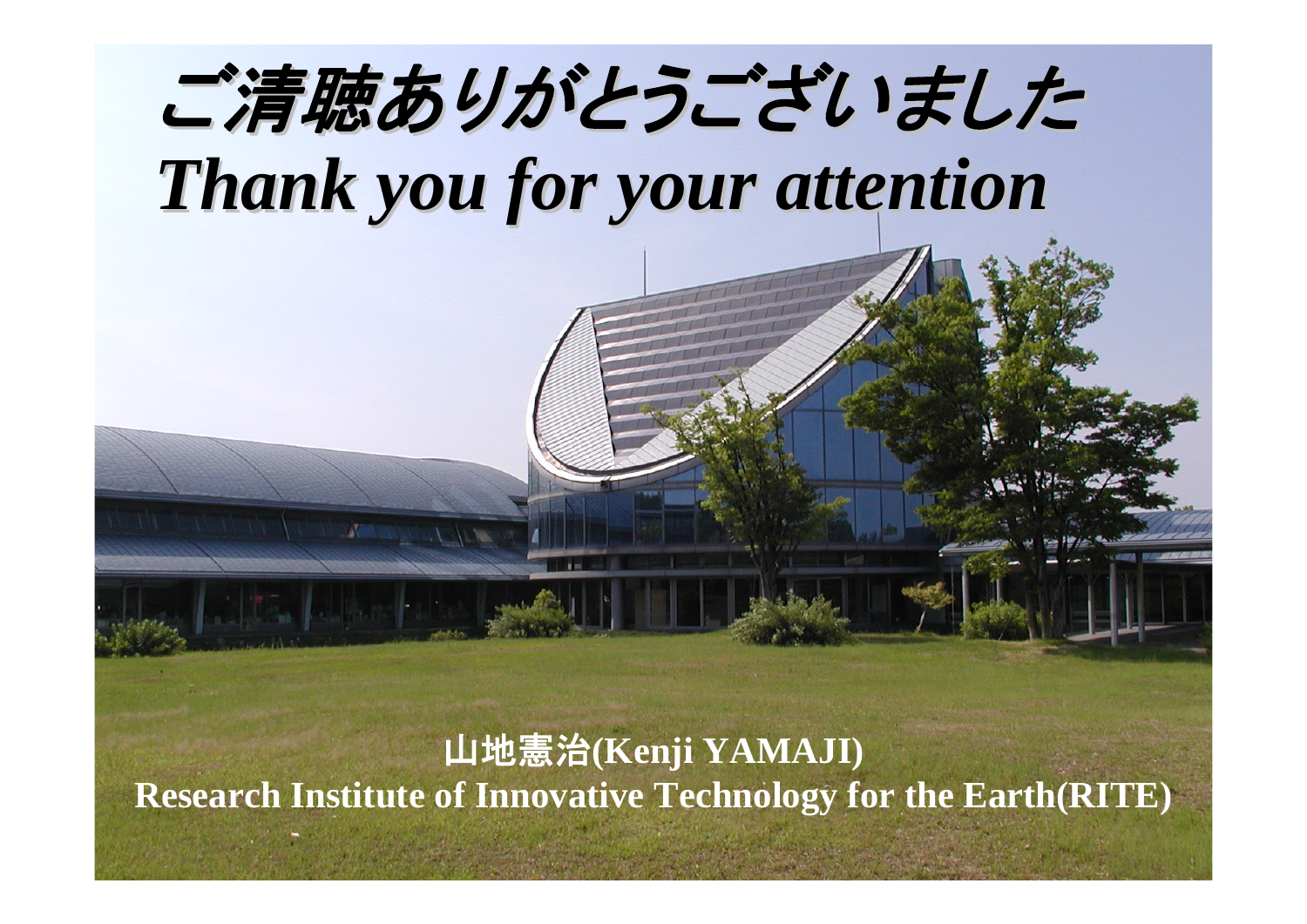# *ご清聴ありがとうございました*
# *Thank you for your attention*

**山地憲治(Kenji YAMAJI)**
**Research Institute of Innovative Technology for the Earth(RITE)**